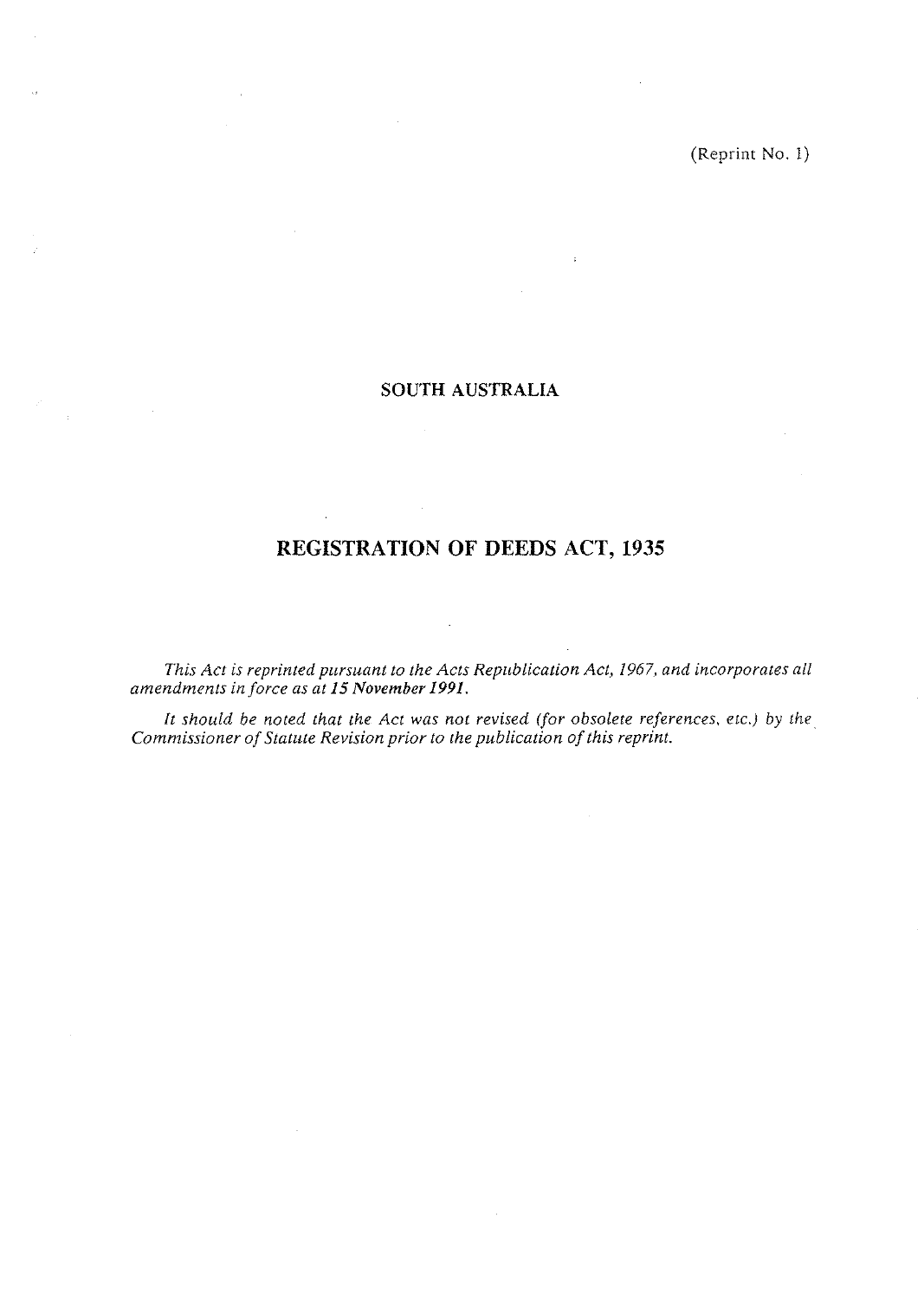(Reprint No. 1)

SOUTH AUSTRALIA

# REGISTRATION OF DEEDS ACT, 1935

*This Act is reprinted pursuant to the Acts Republication Act, 1967, and incorporates all amendments in force as at **15 November 1991**.*

*It should be noted that the Act was not revised (for obsolete references, etc.) by the Commissioner of Statute Revision prior to the publication of this reprint.*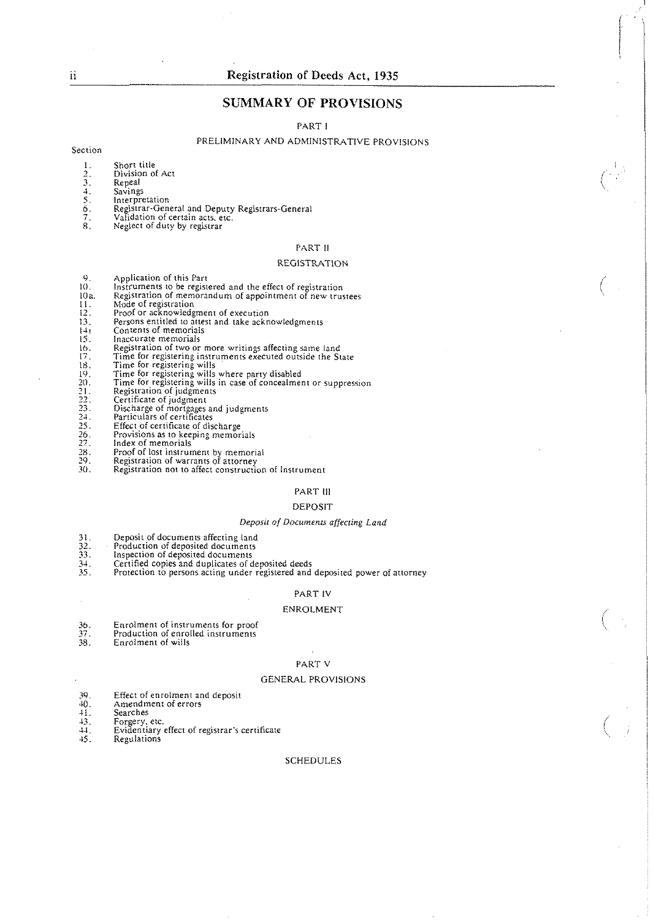## SUMMARY OF PROVISIONS

### PART I

#### PRELIMINARY AND ADMINISTRATIVE PROVISIONS

Section

1. Short title
2. Division of Act
3. Repeal
4. Savings
5. Interpretation
6. Registrar-General and Deputy Registrars-General
7. Validation of certain acts, etc.
8. Neglect of duty by registrar

### PART II

#### REGISTRATION

9. Application of this Part
10. Instruments to be registered and the effect of registration
10a. Registration of memorandum of appointment of new trustees
11. Mode of registration
12. Proof or acknowledgment of execution
13. Persons entitled to attest and take acknowledgments
14. Contents of memorials
15. Inaccurate memorials
16. Registration of two or more writings affecting same land
17. Time for registering instruments executed outside the State
18. Time for registering wills
19. Time for registering wills where party disabled
20. Time for registering wills in case of concealment or suppression
21. Registration of judgments
22. Certificate of judgment
23. Discharge of mortgages and judgments
24. Particulars of certificates
25. Effect of certificate of discharge
26. Provisions as to keeping memorials
27. Index of memorials
28. Proof of lost instrument by memorial
29. Registration of warrants of attorney
30. Registration not to affect construction of instrument

### PART III

#### DEPOSIT

*Deposit of Documents affecting Land*

31. Deposit of documents affecting land
32. Production of deposited documents
33. Inspection of deposited documents
34. Certified copies and duplicates of deposited deeds
35. Protection to persons acting under registered and deposited power of attorney

### PART IV

#### ENROLMENT

36. Enrolment of instruments for proof
37. Production of enrolled instruments
38. Enrolment of wills

### PART V

#### GENERAL PROVISIONS

39. Effect of enrolment and deposit
40. Amendment of errors
41. Searches
43. Forgery, etc.
44. Evidentiary effect of registrar's certificate
45. Regulations

SCHEDULES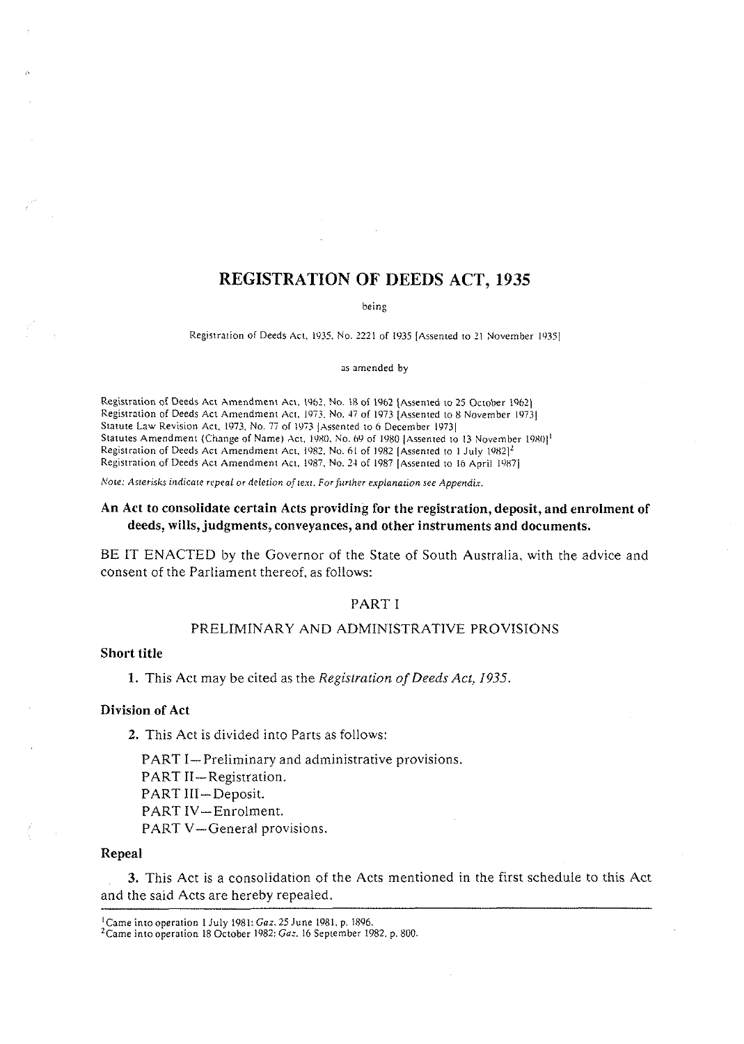# REGISTRATION OF DEEDS ACT, 1935

being

Registration of Deeds Act, 1935, No. 2221 of 1935 [Assented to 21 November 1935]

as amended by

Registration of Deeds Act Amendment Act, 1962, No. 18 of 1962 [Assented to 25 October 1962]
Registration of Deeds Act Amendment Act, 1973, No. 47 of 1973 [Assented to 8 November 1973]
Statute Law Revision Act, 1973, No. 77 of 1973 [Assented to 6 December 1973]
Statutes Amendment (Change of Name) Act, 1980, No. 69 of 1980 [Assented to 13 November 1980][1]
Registration of Deeds Act Amendment Act, 1982, No. 61 of 1982 [Assented to 1 July 1982][2]
Registration of Deeds Act Amendment Act, 1987, No. 24 of 1987 [Assented to 16 April 1987]

*Note: Asterisks indicate repeal or deletion of text. For further explanation see Appendix.*

**An Act to consolidate certain Acts providing for the registration, deposit, and enrolment of deeds, wills, judgments, conveyances, and other instruments and documents.**

BE IT ENACTED by the Governor of the State of South Australia, with the advice and consent of the Parliament thereof, as follows:

## PART I

### PRELIMINARY AND ADMINISTRATIVE PROVISIONS

**Short title**

**1.** This Act may be cited as the *Registration of Deeds Act, 1935.*

**Division of Act**

**2.** This Act is divided into Parts as follows:

PART I—Preliminary and administrative provisions.
PART II—Registration.
PART III—Deposit.
PART IV—Enrolment.
PART V—General provisions.

**Repeal**

**3.** This Act is a consolidation of the Acts mentioned in the first schedule to this Act and the said Acts are hereby repealed.

---

[1] Came into operation 1 July 1981: *Gaz.* 25 June 1981, p. 1896.
[2] Came into operation 18 October 1982: *Gaz.* 16 September 1982, p. 800.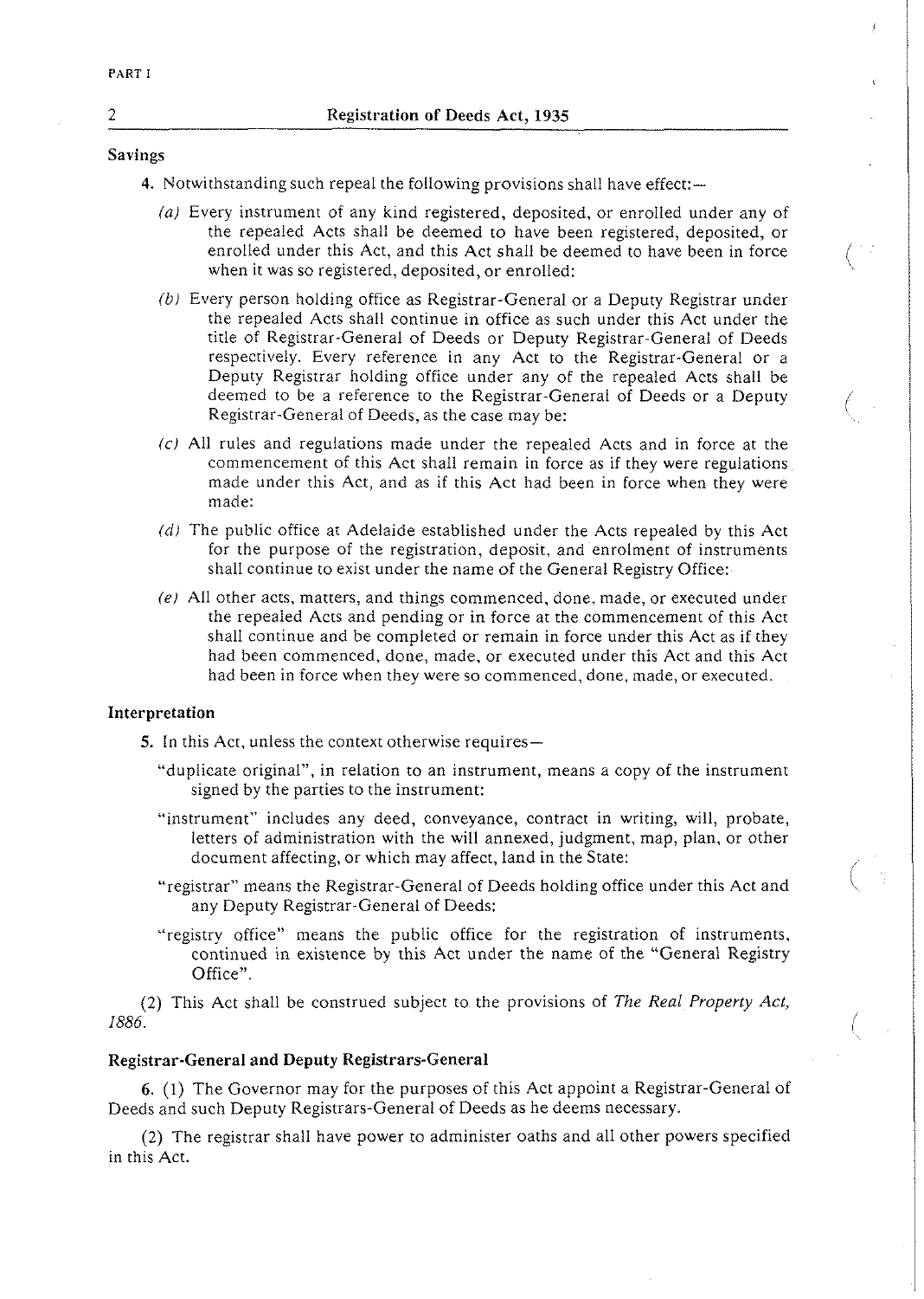### Savings

4. Notwithstanding such repeal the following provisions shall have effect:—

*(a)* Every instrument of any kind registered, deposited, or enrolled under any of the repealed Acts shall be deemed to have been registered, deposited, or enrolled under this Act, and this Act shall be deemed to have been in force when it was so registered, deposited, or enrolled:

*(b)* Every person holding office as Registrar-General or a Deputy Registrar under the repealed Acts shall continue in office as such under this Act under the title of Registrar-General of Deeds or Deputy Registrar-General of Deeds respectively. Every reference in any Act to the Registrar-General or a Deputy Registrar holding office under any of the repealed Acts shall be deemed to be a reference to the Registrar-General of Deeds or a Deputy Registrar-General of Deeds, as the case may be:

*(c)* All rules and regulations made under the repealed Acts and in force at the commencement of this Act shall remain in force as if they were regulations made under this Act, and as if this Act had been in force when they were made:

*(d)* The public office at Adelaide established under the Acts repealed by this Act for the purpose of the registration, deposit, and enrolment of instruments shall continue to exist under the name of the General Registry Office:

*(e)* All other acts, matters, and things commenced, done, made, or executed under the repealed Acts and pending or in force at the commencement of this Act shall continue and be completed or remain in force under this Act as if they had been commenced, done, made, or executed under this Act and this Act had been in force when they were so commenced, done, made, or executed.

### Interpretation

5. In this Act, unless the context otherwise requires—

"duplicate original", in relation to an instrument, means a copy of the instrument signed by the parties to the instrument:

"instrument" includes any deed, conveyance, contract in writing, will, probate, letters of administration with the will annexed, judgment, map, plan, or other document affecting, or which may affect, land in the State:

"registrar" means the Registrar-General of Deeds holding office under this Act and any Deputy Registrar-General of Deeds:

"registry office" means the public office for the registration of instruments, continued in existence by this Act under the name of the "General Registry Office".

(2) This Act shall be construed subject to the provisions of *The Real Property Act, 1886*.

### Registrar-General and Deputy Registrars-General

6. (1) The Governor may for the purposes of this Act appoint a Registrar-General of Deeds and such Deputy Registrars-General of Deeds as he deems necessary.

(2) The registrar shall have power to administer oaths and all other powers specified in this Act.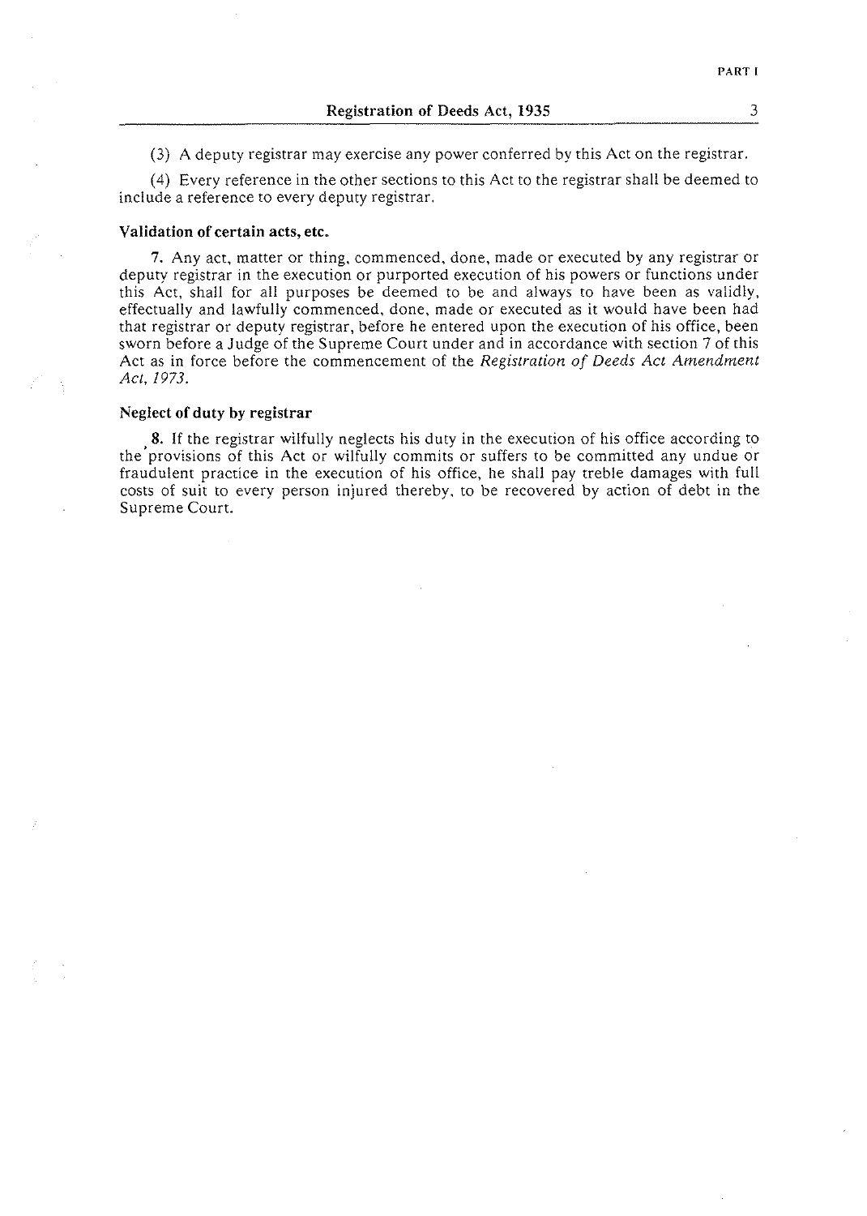(3) A deputy registrar may exercise any power conferred by this Act on the registrar.

(4) Every reference in the other sections to this Act to the registrar shall be deemed to include a reference to every deputy registrar.

### Validation of certain acts, etc.

**7.** Any act, matter or thing, commenced, done, made or executed by any registrar or deputy registrar in the execution or purported execution of his powers or functions under this Act, shall for all purposes be deemed to be and always to have been as validly, effectually and lawfully commenced, done, made or executed as it would have been had that registrar or deputy registrar, before he entered upon the execution of his office, been sworn before a Judge of the Supreme Court under and in accordance with section 7 of this Act as in force before the commencement of the *Registration of Deeds Act Amendment Act, 1973*.

### Neglect of duty by registrar

**8.** If the registrar wilfully neglects his duty in the execution of his office according to the provisions of this Act or wilfully commits or suffers to be committed any undue or fraudulent practice in the execution of his office, he shall pay treble damages with full costs of suit to every person injured thereby, to be recovered by action of debt in the Supreme Court.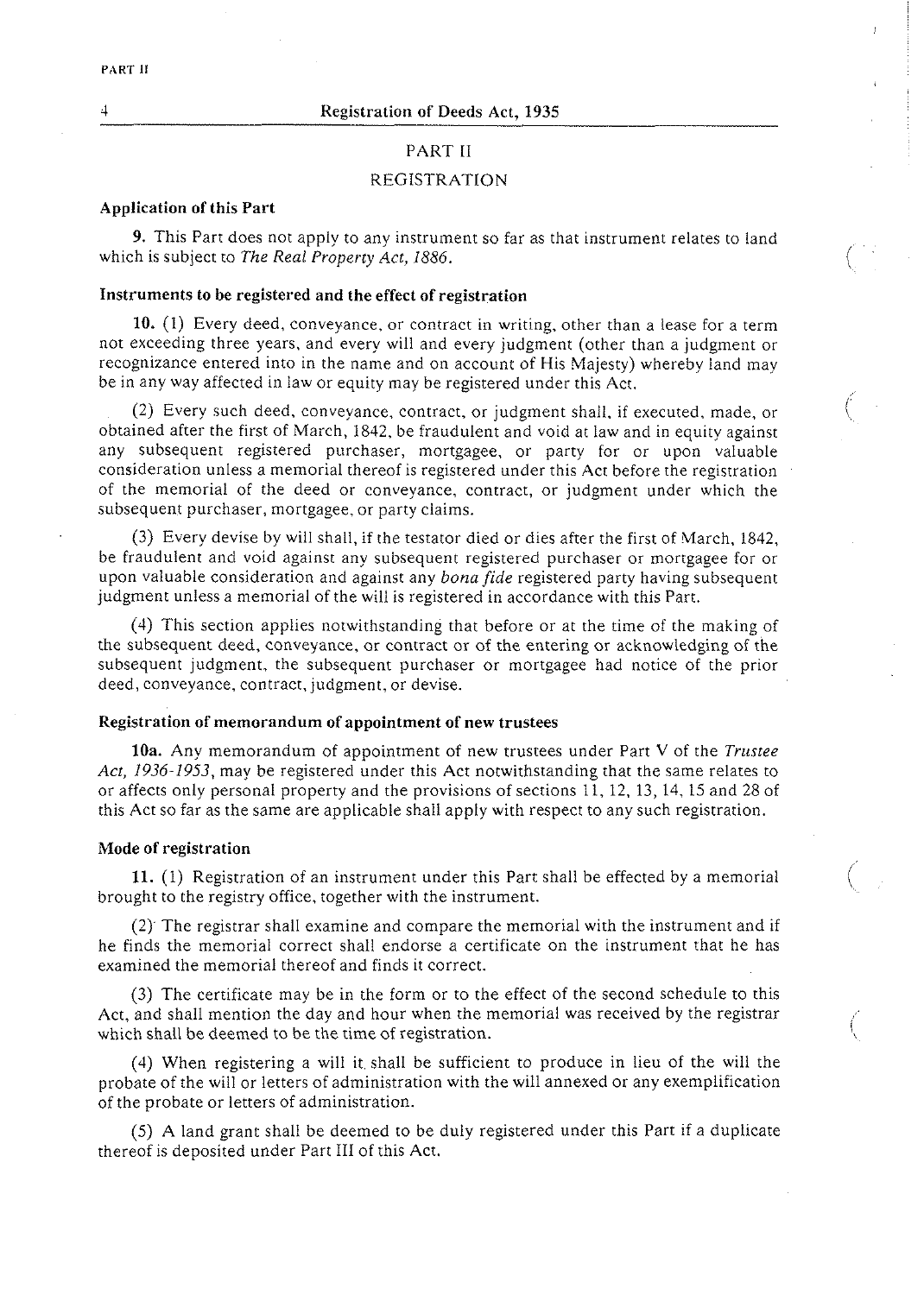## PART II

## REGISTRATION

### Application of this Part

**9.** This Part does not apply to any instrument so far as that instrument relates to land which is subject to *The Real Property Act, 1886*.

### Instruments to be registered and the effect of registration

**10.** (1) Every deed, conveyance, or contract in writing, other than a lease for a term not exceeding three years, and every will and every judgment (other than a judgment or recognizance entered into in the name and on account of His Majesty) whereby land may be in any way affected in law or equity may be registered under this Act.

(2) Every such deed, conveyance, contract, or judgment shall, if executed, made, or obtained after the first of March, 1842, be fraudulent and void at law and in equity against any subsequent registered purchaser, mortgagee, or party for or upon valuable consideration unless a memorial thereof is registered under this Act before the registration of the memorial of the deed or conveyance, contract, or judgment under which the subsequent purchaser, mortgagee, or party claims.

(3) Every devise by will shall, if the testator died or dies after the first of March, 1842, be fraudulent and void against any subsequent registered purchaser or mortgagee for or upon valuable consideration and against any *bona fide* registered party having subsequent judgment unless a memorial of the will is registered in accordance with this Part.

(4) This section applies notwithstanding that before or at the time of the making of the subsequent deed, conveyance, or contract or of the entering or acknowledging of the subsequent judgment, the subsequent purchaser or mortgagee had notice of the prior deed, conveyance, contract, judgment, or devise.

### Registration of memorandum of appointment of new trustees

**10a.** Any memorandum of appointment of new trustees under Part V of the *Trustee Act, 1936-1953*, may be registered under this Act notwithstanding that the same relates to or affects only personal property and the provisions of sections 11, 12, 13, 14, 15 and 28 of this Act so far as the same are applicable shall apply with respect to any such registration.

### Mode of registration

**11.** (1) Registration of an instrument under this Part shall be effected by a memorial brought to the registry office, together with the instrument.

(2) The registrar shall examine and compare the memorial with the instrument and if he finds the memorial correct shall endorse a certificate on the instrument that he has examined the memorial thereof and finds it correct.

(3) The certificate may be in the form or to the effect of the second schedule to this Act, and shall mention the day and hour when the memorial was received by the registrar which shall be deemed to be the time of registration.

(4) When registering a will it shall be sufficient to produce in lieu of the will the probate of the will or letters of administration with the will annexed or any exemplification of the probate or letters of administration.

(5) A land grant shall be deemed to be duly registered under this Part if a duplicate thereof is deposited under Part III of this Act.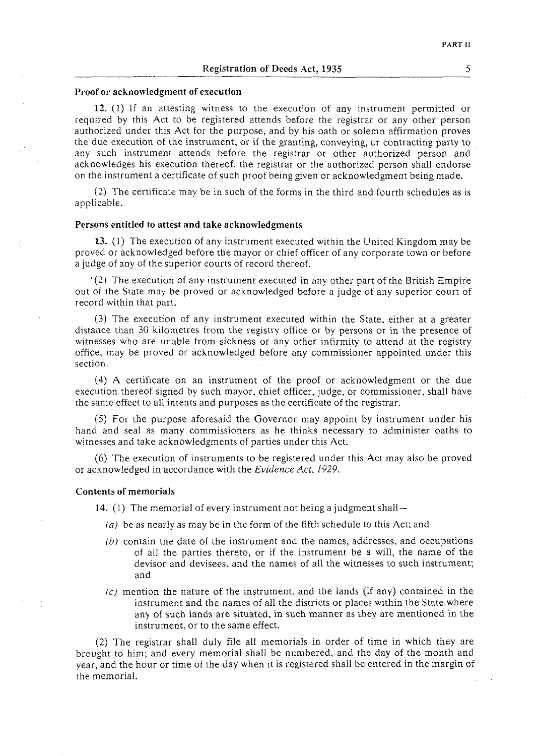### Proof or acknowledgment of execution

**12.** (1) If an attesting witness to the execution of any instrument permitted or required by this Act to be registered attends before the registrar or any other person authorized under this Act for the purpose, and by his oath or solemn affirmation proves the due execution of the instrument, or if the granting, conveying, or contracting party to any such instrument attends before the registrar or other authorized person and acknowledges his execution thereof, the registrar or the authorized person shall endorse on the instrument a certificate of such proof being given or acknowledgment being made.

(2) The certificate may be in such of the forms in the third and fourth schedules as is applicable.

### Persons entitled to attest and take acknowledgments

**13.** (1) The execution of any instrument executed within the United Kingdom may be proved or acknowledged before the mayor or chief officer of any corporate town or before a judge of any of the superior courts of record thereof.

(2) The execution of any instrument executed in any other part of the British Empire out of the State may be proved or acknowledged before a judge of any superior court of record within that part.

(3) The execution of any instrument executed within the State, either at a greater distance than 30 kilometres from the registry office or by persons or in the presence of witnesses who are unable from sickness or any other infirmity to attend at the registry office, may be proved or acknowledged before any commissioner appointed under this section.

(4) A certificate on an instrument of the proof or acknowledgment or the due execution thereof signed by such mayor, chief officer, judge, or commissioner, shall have the same effect to all intents and purposes as the certificate of the registrar.

(5) For the purpose aforesaid the Governor may appoint by instrument under his hand and seal as many commissioners as he thinks necessary to administer oaths to witnesses and take acknowledgments of parties under this Act.

(6) The execution of instruments to be registered under this Act may also be proved or acknowledged in accordance with the *Evidence Act, 1929*.

### Contents of memorials

**14.** (1) The memorial of every instrument not being a judgment shall—

- *(a)* be as nearly as may be in the form of the fifth schedule to this Act; and
- *(b)* contain the date of the instrument and the names, addresses, and occupations of all the parties thereto, or if the instrument be a will, the name of the devisor and devisees, and the names of all the witnesses to such instrument; and
- *(c)* mention the nature of the instrument, and the lands (if any) contained in the instrument and the names of all the districts or places within the State where any of such lands are situated, in such manner as they are mentioned in the instrument, or to the same effect.

(2) The registrar shall duly file all memorials in order of time in which they are brought to him; and every memorial shall be numbered, and the day of the month and year, and the hour or time of the day when it is registered shall be entered in the margin of the memorial.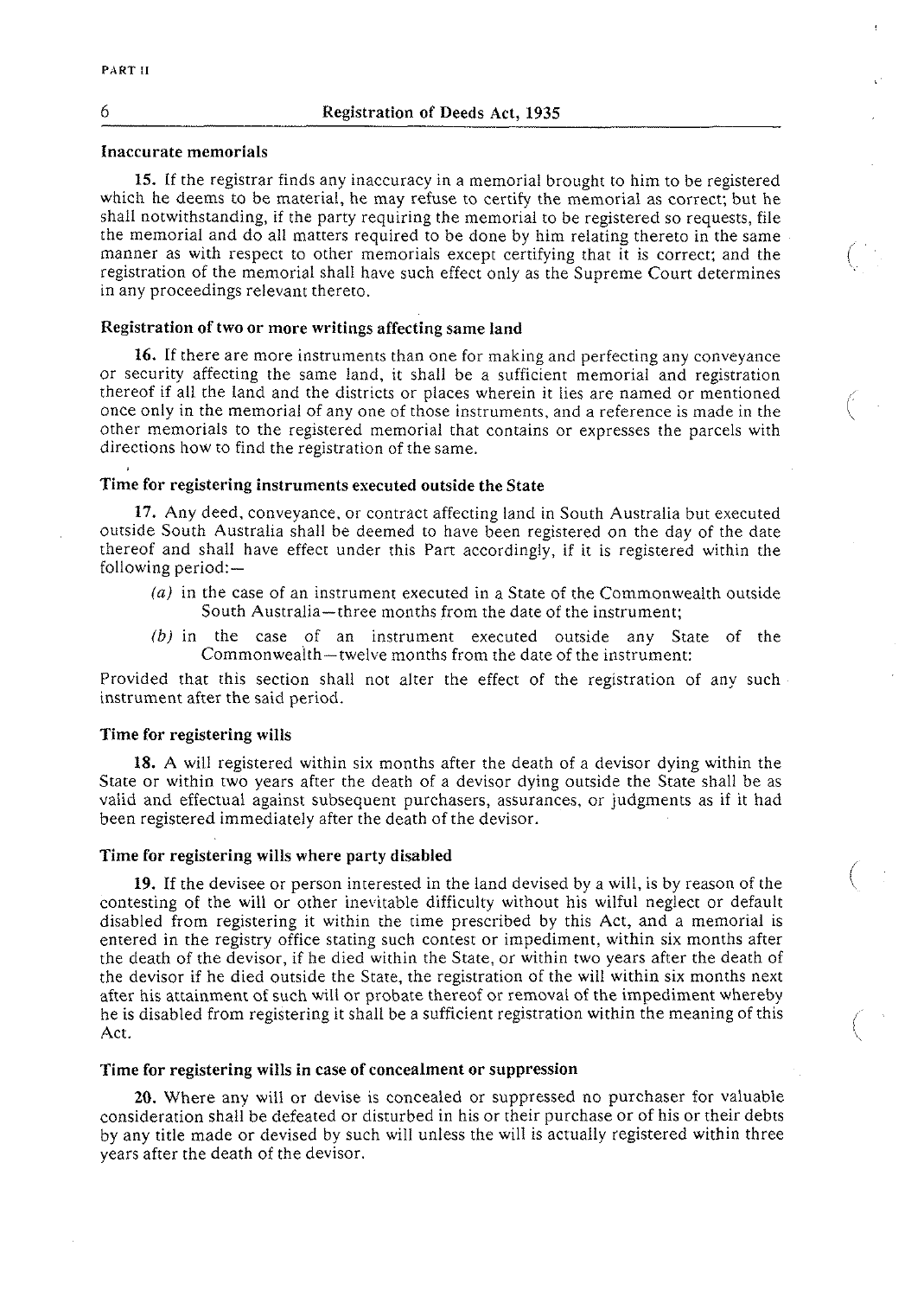### Inaccurate memorials

**15.** If the registrar finds any inaccuracy in a memorial brought to him to be registered which he deems to be material, he may refuse to certify the memorial as correct; but he shall notwithstanding, if the party requiring the memorial to be registered so requests, file the memorial and do all matters required to be done by him relating thereto in the same manner as with respect to other memorials except certifying that it is correct; and the registration of the memorial shall have such effect only as the Supreme Court determines in any proceedings relevant thereto.

### Registration of two or more writings affecting same land

**16.** If there are more instruments than one for making and perfecting any conveyance or security affecting the same land, it shall be a sufficient memorial and registration thereof if all the land and the districts or places wherein it lies are named or mentioned once only in the memorial of any one of those instruments, and a reference is made in the other memorials to the registered memorial that contains or expresses the parcels with directions how to find the registration of the same.

### Time for registering instruments executed outside the State

**17.** Any deed, conveyance, or contract affecting land in South Australia but executed outside South Australia shall be deemed to have been registered on the day of the date thereof and shall have effect under this Part accordingly, if it is registered within the following period:—

- *(a)* in the case of an instrument executed in a State of the Commonwealth outside South Australia—three months from the date of the instrument;
- *(b)* in the case of an instrument executed outside any State of the Commonwealth—twelve months from the date of the instrument:

Provided that this section shall not alter the effect of the registration of any such instrument after the said period.

### Time for registering wills

**18.** A will registered within six months after the death of a devisor dying within the State or within two years after the death of a devisor dying outside the State shall be as valid and effectual against subsequent purchasers, assurances, or judgments as if it had been registered immediately after the death of the devisor.

### Time for registering wills where party disabled

**19.** If the devisee or person interested in the land devised by a will, is by reason of the contesting of the will or other inevitable difficulty without his wilful neglect or default disabled from registering it within the time prescribed by this Act, and a memorial is entered in the registry office stating such contest or impediment, within six months after the death of the devisor, if he died within the State, or within two years after the death of the devisor if he died outside the State, the registration of the will within six months next after his attainment of such will or probate thereof or removal of the impediment whereby he is disabled from registering it shall be a sufficient registration within the meaning of this Act.

### Time for registering wills in case of concealment or suppression

**20.** Where any will or devise is concealed or suppressed no purchaser for valuable consideration shall be defeated or disturbed in his or their purchase or of his or their debts by any title made or devised by such will unless the will is actually registered within three years after the death of the devisor.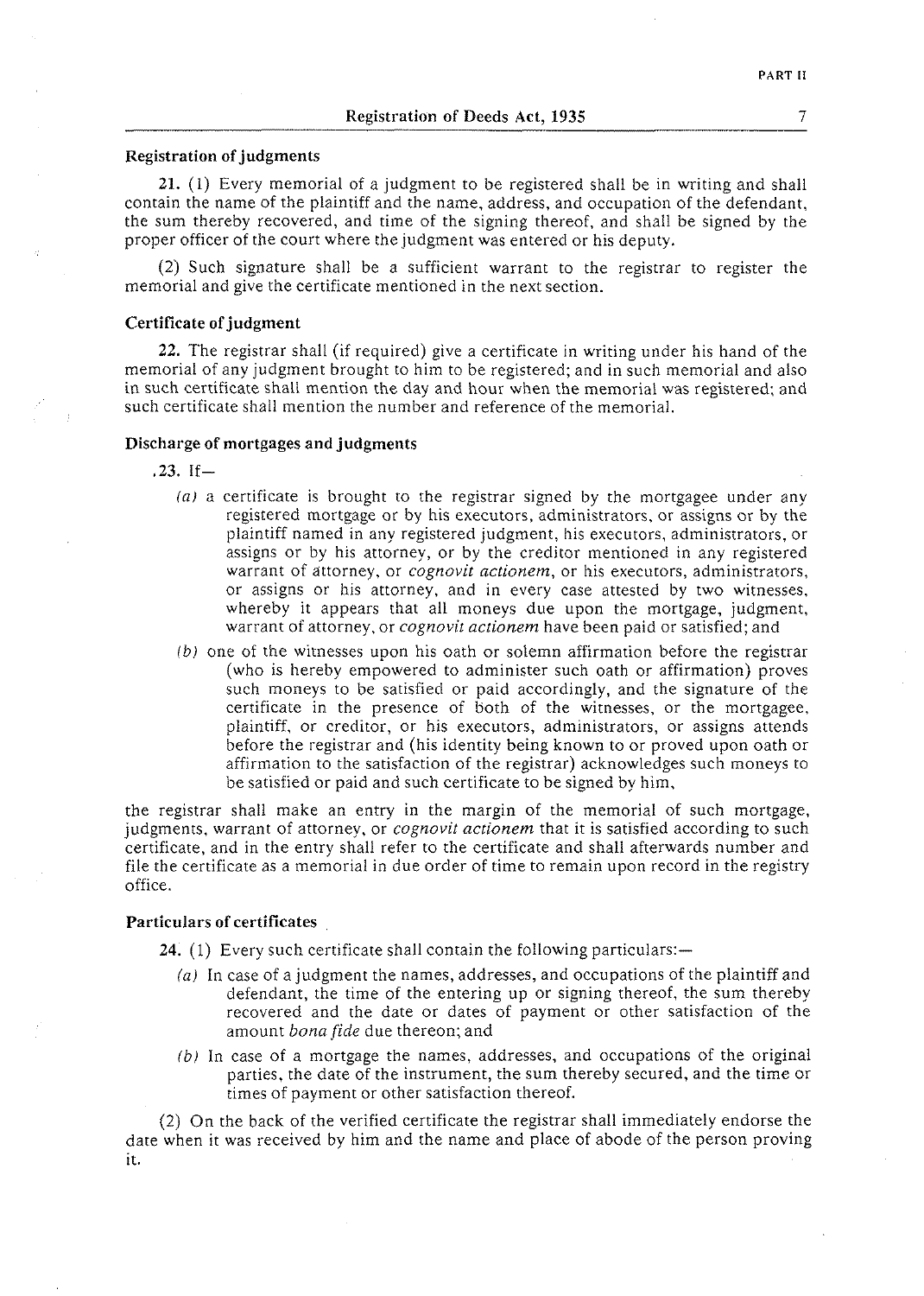### Registration of judgments

**21.** (1) Every memorial of a judgment to be registered shall be in writing and shall contain the name of the plaintiff and the name, address, and occupation of the defendant, the sum thereby recovered, and time of the signing thereof, and shall be signed by the proper officer of the court where the judgment was entered or his deputy.

(2) Such signature shall be a sufficient warrant to the registrar to register the memorial and give the certificate mentioned in the next section.

### Certificate of judgment

**22.** The registrar shall (if required) give a certificate in writing under his hand of the memorial of any judgment brought to him to be registered; and in such memorial and also in such certificate shall mention the day and hour when the memorial was registered; and such certificate shall mention the number and reference of the memorial.

### Discharge of mortgages and judgments

**23.** If—

(*a*) a certificate is brought to the registrar signed by the mortgagee under any registered mortgage or by his executors, administrators, or assigns or by the plaintiff named in any registered judgment, his executors, administrators, or assigns or by his attorney, or by the creditor mentioned in any registered warrant of attorney, or *cognovit actionem*, or his executors, administrators, or assigns or his attorney, and in every case attested by two witnesses, whereby it appears that all moneys due upon the mortgage, judgment, warrant of attorney, or *cognovit actionem* have been paid or satisfied; and

(*b*) one of the witnesses upon his oath or solemn affirmation before the registrar (who is hereby empowered to administer such oath or affirmation) proves such moneys to be satisfied or paid accordingly, and the signature of the certificate in the presence of both of the witnesses, or the mortgagee, plaintiff, or creditor, or his executors, administrators, or assigns attends before the registrar and (his identity being known to or proved upon oath or affirmation to the satisfaction of the registrar) acknowledges such moneys to be satisfied or paid and such certificate to be signed by him,

the registrar shall make an entry in the margin of the memorial of such mortgage, judgments, warrant of attorney, or *cognovit actionem* that it is satisfied according to such certificate, and in the entry shall refer to the certificate and shall afterwards number and file the certificate as a memorial in due order of time to remain upon record in the registry office.

### Particulars of certificates

**24.** (1) Every such certificate shall contain the following particulars:—

(*a*) In case of a judgment the names, addresses, and occupations of the plaintiff and defendant, the time of the entering up or signing thereof, the sum thereby recovered and the date or dates of payment or other satisfaction of the amount *bona fide* due thereon; and

(*b*) In case of a mortgage the names, addresses, and occupations of the original parties, the date of the instrument, the sum thereby secured, and the time or times of payment or other satisfaction thereof.

(2) On the back of the verified certificate the registrar shall immediately endorse the date when it was received by him and the name and place of abode of the person proving it.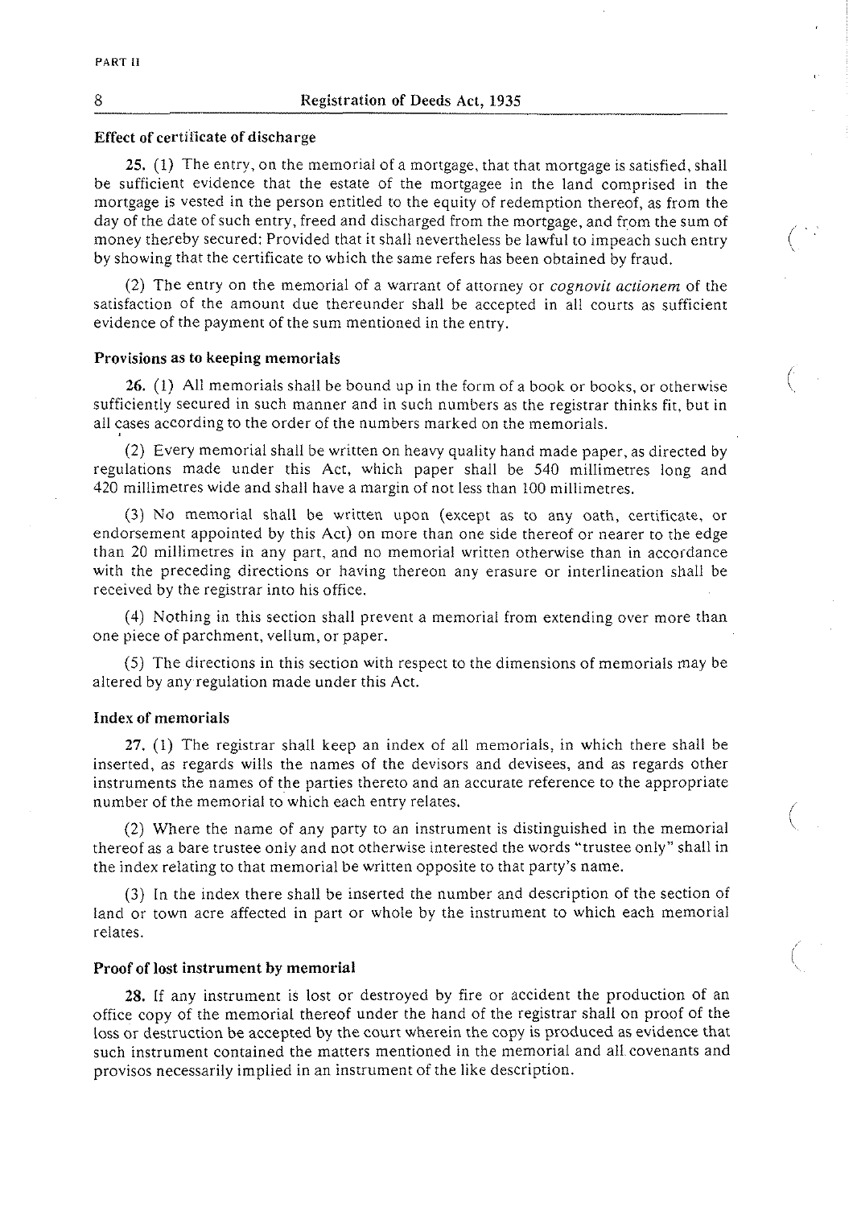### Effect of certificate of discharge

**25.** (1) The entry, on the memorial of a mortgage, that that mortgage is satisfied, shall be sufficient evidence that the estate of the mortgagee in the land comprised in the mortgage is vested in the person entitled to the equity of redemption thereof, as from the day of the date of such entry, freed and discharged from the mortgage, and from the sum of money thereby secured: Provided that it shall nevertheless be lawful to impeach such entry by showing that the certificate to which the same refers has been obtained by fraud.

(2) The entry on the memorial of a warrant of attorney or *cognovit actionem* of the satisfaction of the amount due thereunder shall be accepted in all courts as sufficient evidence of the payment of the sum mentioned in the entry.

### Provisions as to keeping memorials

**26.** (1) All memorials shall be bound up in the form of a book or books, or otherwise sufficiently secured in such manner and in such numbers as the registrar thinks fit, but in all cases according to the order of the numbers marked on the memorials.

(2) Every memorial shall be written on heavy quality hand made paper, as directed by regulations made under this Act, which paper shall be 540 millimetres long and 420 millimetres wide and shall have a margin of not less than 100 millimetres.

(3) No memorial shall be written upon (except as to any oath, certificate, or endorsement appointed by this Act) on more than one side thereof or nearer to the edge than 20 millimetres in any part, and no memorial written otherwise than in accordance with the preceding directions or having thereon any erasure or interlineation shall be received by the registrar into his office.

(4) Nothing in this section shall prevent a memorial from extending over more than one piece of parchment, vellum, or paper.

(5) The directions in this section with respect to the dimensions of memorials may be altered by any regulation made under this Act.

### Index of memorials

**27.** (1) The registrar shall keep an index of all memorials, in which there shall be inserted, as regards wills the names of the devisors and devisees, and as regards other instruments the names of the parties thereto and an accurate reference to the appropriate number of the memorial to which each entry relates.

(2) Where the name of any party to an instrument is distinguished in the memorial thereof as a bare trustee only and not otherwise interested the words "trustee only" shall in the index relating to that memorial be written opposite to that party's name.

(3) In the index there shall be inserted the number and description of the section of land or town acre affected in part or whole by the instrument to which each memorial relates.

### Proof of lost instrument by memorial

**28.** If any instrument is lost or destroyed by fire or accident the production of an office copy of the memorial thereof under the hand of the registrar shall on proof of the loss or destruction be accepted by the court wherein the copy is produced as evidence that such instrument contained the matters mentioned in the memorial and all covenants and provisos necessarily implied in an instrument of the like description.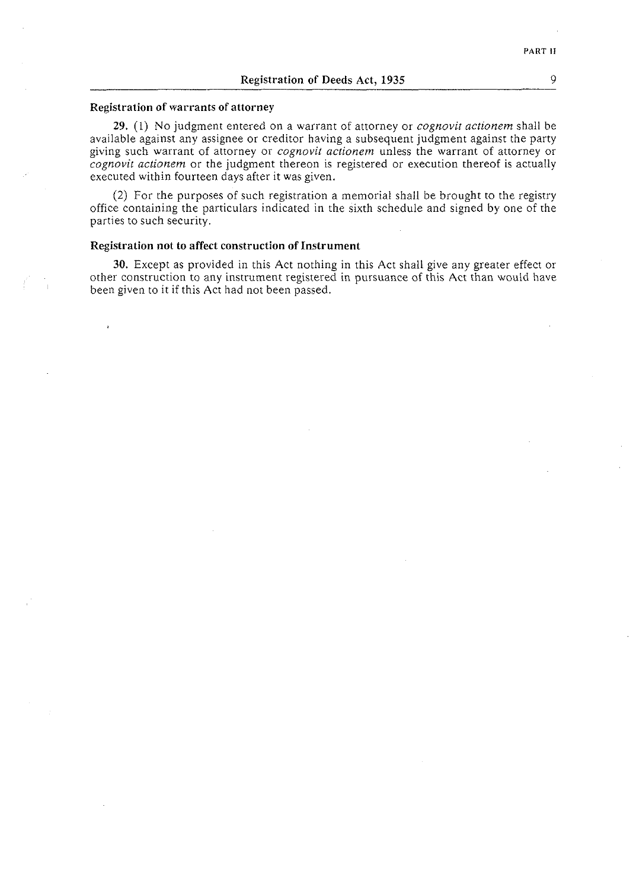### Registration of warrants of attorney

**29.** (1) No judgment entered on a warrant of attorney or *cognovit actionem* shall be available against any assignee or creditor having a subsequent judgment against the party giving such warrant of attorney or *cognovit actionem* unless the warrant of attorney or *cognovit actionem* or the judgment thereon is registered or execution thereof is actually executed within fourteen days after it was given.

(2) For the purposes of such registration a memorial shall be brought to the registry office containing the particulars indicated in the sixth schedule and signed by one of the parties to such security.

### Registration not to affect construction of Instrument

**30.** Except as provided in this Act nothing in this Act shall give any greater effect or other construction to any instrument registered in pursuance of this Act than would have been given to it if this Act had not been passed.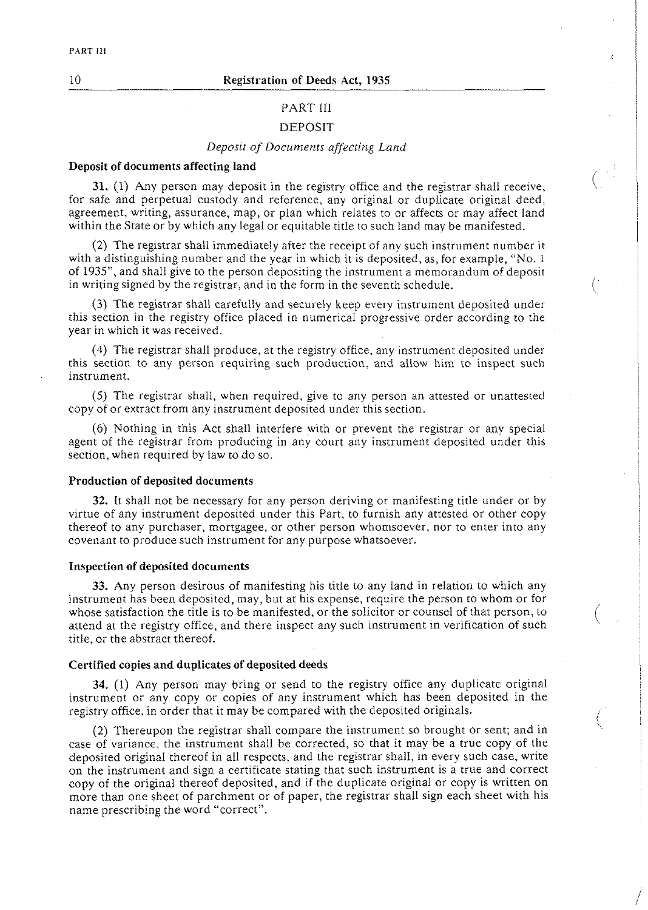## PART III

## DEPOSIT

### *Deposit of Documents affecting Land*

**Deposit of documents affecting land**

**31.** (1) Any person may deposit in the registry office and the registrar shall receive, for safe and perpetual custody and reference, any original or duplicate original deed, agreement, writing, assurance, map, or plan which relates to or affects or may affect land within the State or by which any legal or equitable title to such land may be manifested.

(2) The registrar shall immediately after the receipt of any such instrument number it with a distinguishing number and the year in which it is deposited, as, for example, "No. 1 of 1935", and shall give to the person depositing the instrument a memorandum of deposit in writing signed by the registrar, and in the form in the seventh schedule.

(3) The registrar shall carefully and securely keep every instrument deposited under this section in the registry office placed in numerical progressive order according to the year in which it was received.

(4) The registrar shall produce, at the registry office, any instrument deposited under this section to any person requiring such production, and allow him to inspect such instrument.

(5) The registrar shall, when required, give to any person an attested or unattested copy of or extract from any instrument deposited under this section.

(6) Nothing in this Act shall interfere with or prevent the registrar or any special agent of the registrar from producing in any court any instrument deposited under this section, when required by law to do so.

**Production of deposited documents**

**32.** It shall not be necessary for any person deriving or manifesting title under or by virtue of any instrument deposited under this Part, to furnish any attested or other copy thereof to any purchaser, mortgagee, or other person whomsoever, nor to enter into any covenant to produce such instrument for any purpose whatsoever.

**Inspection of deposited documents**

**33.** Any person desirous of manifesting his title to any land in relation to which any instrument has been deposited, may, but at his expense, require the person to whom or for whose satisfaction the title is to be manifested, or the solicitor or counsel of that person, to attend at the registry office, and there inspect any such instrument in verification of such title, or the abstract thereof.

**Certified copies and duplicates of deposited deeds**

**34.** (1) Any person may bring or send to the registry office any duplicate original instrument or any copy or copies of any instrument which has been deposited in the registry office, in order that it may be compared with the deposited originals.

(2) Thereupon the registrar shall compare the instrument so brought or sent; and in case of variance, the instrument shall be corrected, so that it may be a true copy of the deposited original thereof in all respects, and the registrar shall, in every such case, write on the instrument and sign a certificate stating that such instrument is a true and correct copy of the original thereof deposited, and if the duplicate original or copy is written on more than one sheet of parchment or of paper, the registrar shall sign each sheet with his name prescribing the word "correct".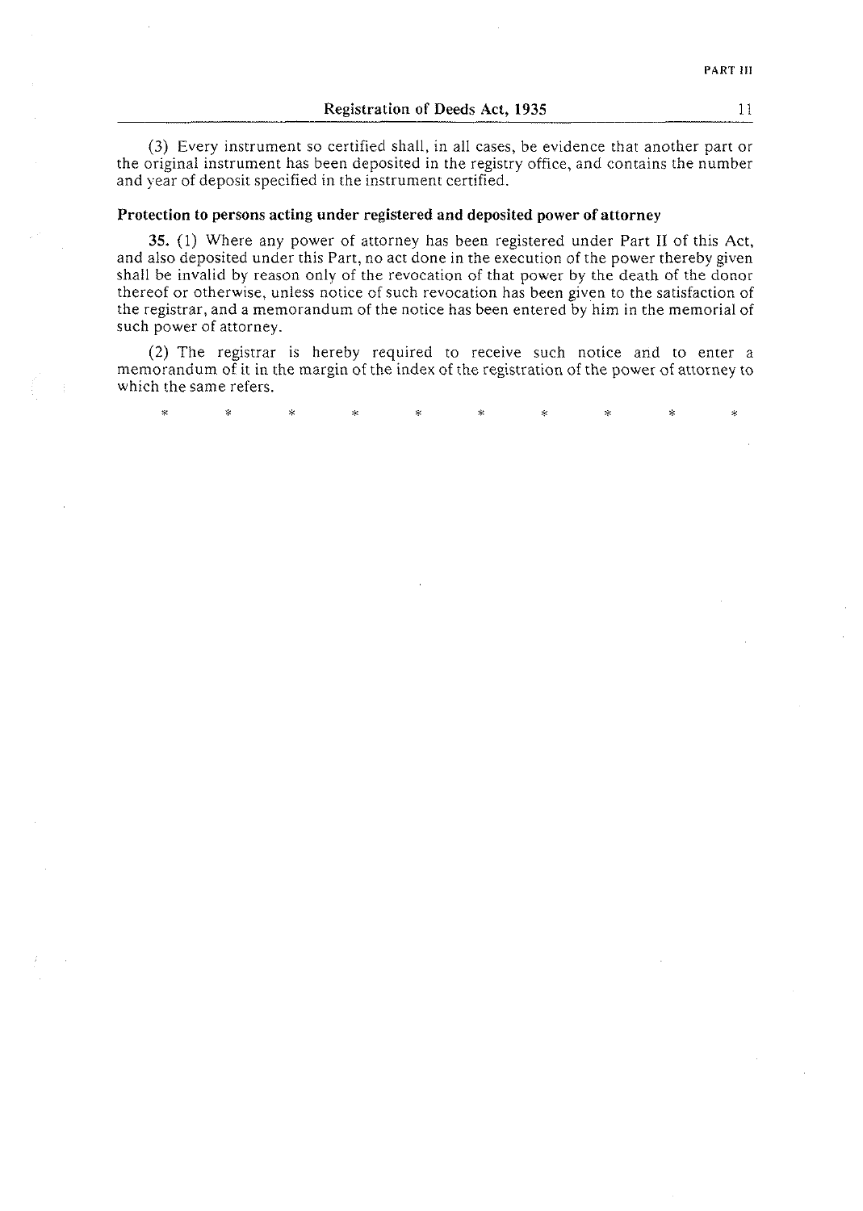(3) Every instrument so certified shall, in all cases, be evidence that another part or the original instrument has been deposited in the registry office, and contains the number and year of deposit specified in the instrument certified.

**Protection to persons acting under registered and deposited power of attorney**

**35.** (1) Where any power of attorney has been registered under Part II of this Act, and also deposited under this Part, no act done in the execution of the power thereby given shall be invalid by reason only of the revocation of that power by the death of the donor thereof or otherwise, unless notice of such revocation has been given to the satisfaction of the registrar, and a memorandum of the notice has been entered by him in the memorial of such power of attorney.

(2) The registrar is hereby required to receive such notice and to enter a memorandum of it in the margin of the index of the registration of the power of attorney to which the same refers.

\*    \*    \*    \*    \*    \*    \*    \*    \*    \*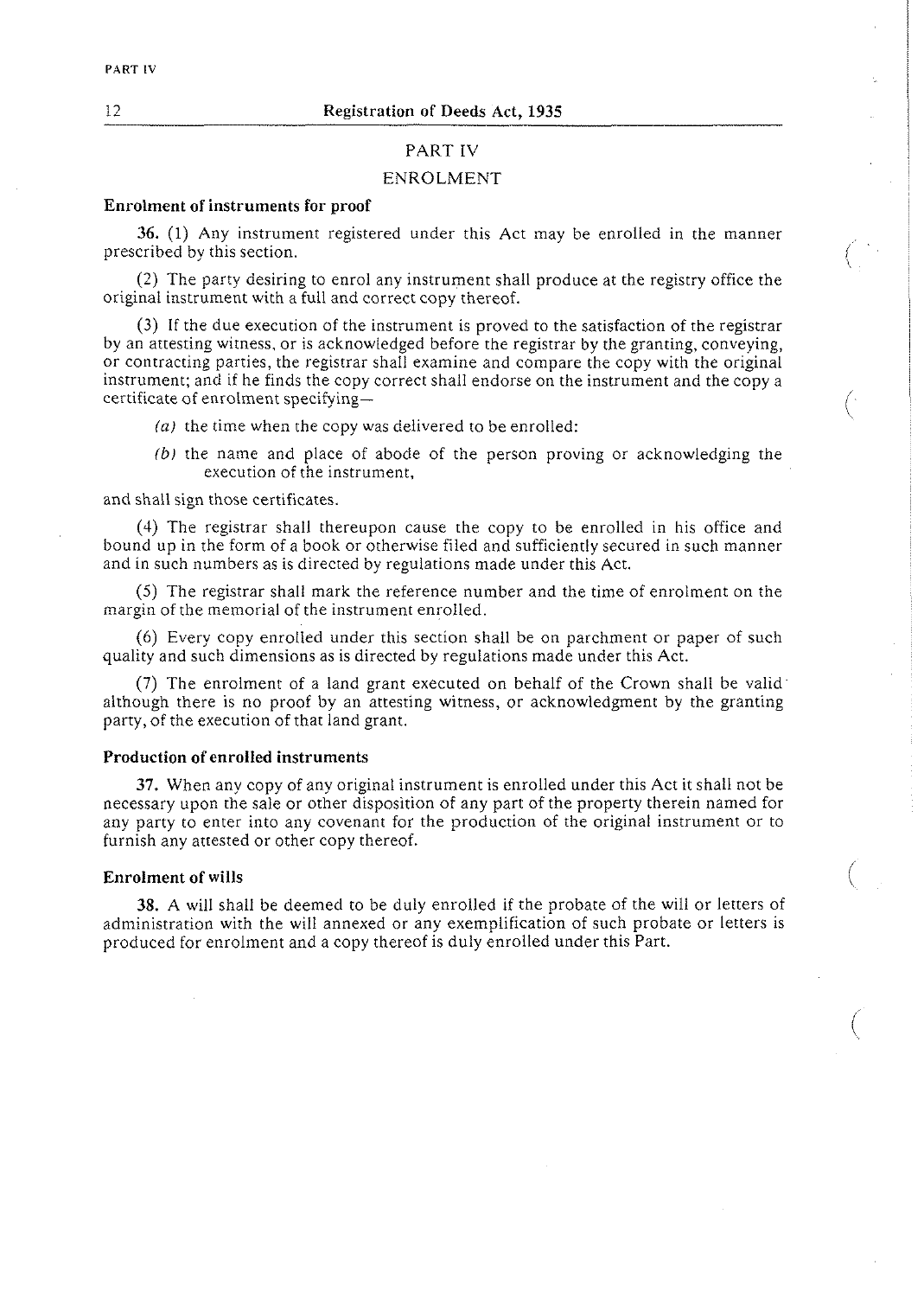## PART IV

## ENROLMENT

### Enrolment of instruments for proof

**36.** (1) Any instrument registered under this Act may be enrolled in the manner prescribed by this section.

(2) The party desiring to enrol any instrument shall produce at the registry office the original instrument with a full and correct copy thereof.

(3) If the due execution of the instrument is proved to the satisfaction of the registrar by an attesting witness, or is acknowledged before the registrar by the granting, conveying, or contracting parties, the registrar shall examine and compare the copy with the original instrument; and if he finds the copy correct shall endorse on the instrument and the copy a certificate of enrolment specifying—

*(a)* the time when the copy was delivered to be enrolled:

*(b)* the name and place of abode of the person proving or acknowledging the execution of the instrument,

and shall sign those certificates.

(4) The registrar shall thereupon cause the copy to be enrolled in his office and bound up in the form of a book or otherwise filed and sufficiently secured in such manner and in such numbers as is directed by regulations made under this Act.

(5) The registrar shall mark the reference number and the time of enrolment on the margin of the memorial of the instrument enrolled.

(6) Every copy enrolled under this section shall be on parchment or paper of such quality and such dimensions as is directed by regulations made under this Act.

(7) The enrolment of a land grant executed on behalf of the Crown shall be valid although there is no proof by an attesting witness, or acknowledgment by the granting party, of the execution of that land grant.

### Production of enrolled instruments

**37.** When any copy of any original instrument is enrolled under this Act it shall not be necessary upon the sale or other disposition of any part of the property therein named for any party to enter into any covenant for the production of the original instrument or to furnish any attested or other copy thereof.

### Enrolment of wills

**38.** A will shall be deemed to be duly enrolled if the probate of the will or letters of administration with the will annexed or any exemplification of such probate or letters is produced for enrolment and a copy thereof is duly enrolled under this Part.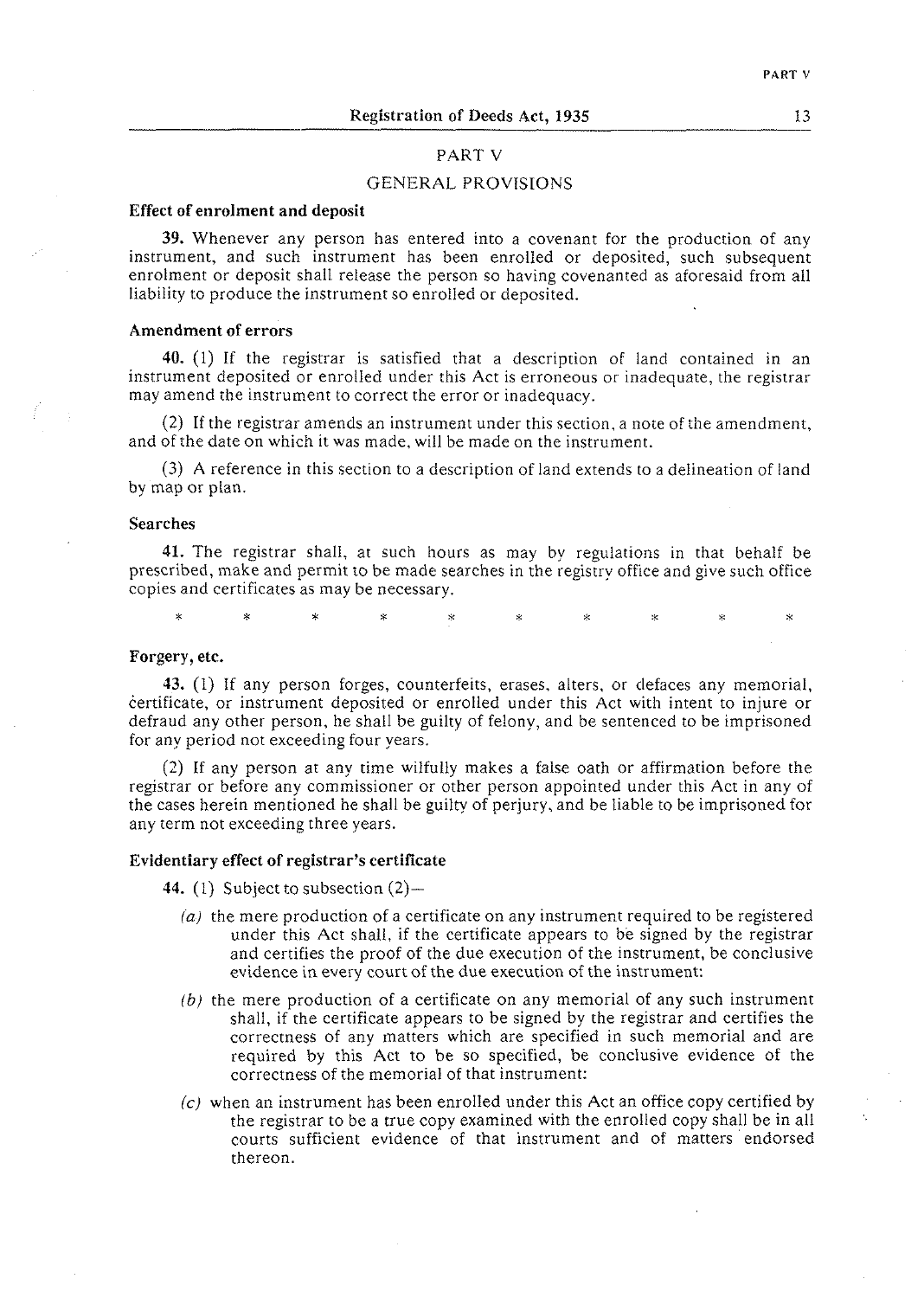## PART V

## GENERAL PROVISIONS

**Effect of enrolment and deposit**

**39.** Whenever any person has entered into a covenant for the production of any instrument, and such instrument has been enrolled or deposited, such subsequent enrolment or deposit shall release the person so having covenanted as aforesaid from all liability to produce the instrument so enrolled or deposited.

**Amendment of errors**

**40.** (1) If the registrar is satisfied that a description of land contained in an instrument deposited or enrolled under this Act is erroneous or inadequate, the registrar may amend the instrument to correct the error or inadequacy.

(2) If the registrar amends an instrument under this section, a note of the amendment, and of the date on which it was made, will be made on the instrument.

(3) A reference in this section to a description of land extends to a delineation of land by map or plan.

**Searches**

**41.** The registrar shall, at such hours as may by regulations in that behalf be prescribed, make and permit to be made searches in the registry office and give such office copies and certificates as may be necessary.

\* \* \* \* \* \* \* \* \* \*

**Forgery, etc.**

**43.** (1) If any person forges, counterfeits, erases, alters, or defaces any memorial, certificate, or instrument deposited or enrolled under this Act with intent to injure or defraud any other person, he shall be guilty of felony, and be sentenced to be imprisoned for any period not exceeding four years.

(2) If any person at any time wilfully makes a false oath or affirmation before the registrar or before any commissioner or other person appointed under this Act in any of the cases herein mentioned he shall be guilty of perjury, and be liable to be imprisoned for any term not exceeding three years.

**Evidentiary effect of registrar's certificate**

**44.** (1) Subject to subsection (2)—

*(a)* the mere production of a certificate on any instrument required to be registered under this Act shall, if the certificate appears to be signed by the registrar and certifies the proof of the due execution of the instrument, be conclusive evidence in every court of the due execution of the instrument:

*(b)* the mere production of a certificate on any memorial of any such instrument shall, if the certificate appears to be signed by the registrar and certifies the correctness of any matters which are specified in such memorial and are required by this Act to be so specified, be conclusive evidence of the correctness of the memorial of that instrument:

*(c)* when an instrument has been enrolled under this Act an office copy certified by the registrar to be a true copy examined with the enrolled copy shall be in all courts sufficient evidence of that instrument and of matters endorsed thereon.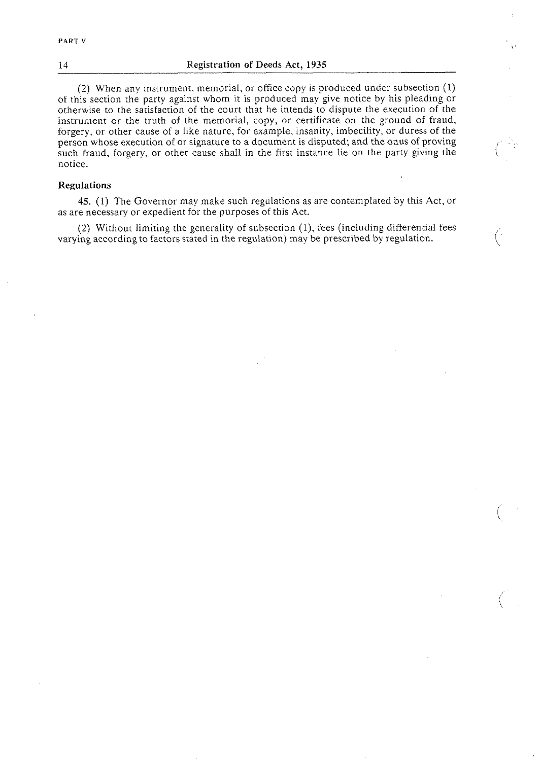(2) When any instrument, memorial, or office copy is produced under subsection (1) of this section the party against whom it is produced may give notice by his pleading or otherwise to the satisfaction of the court that he intends to dispute the execution of the instrument or the truth of the memorial, copy, or certificate on the ground of fraud, forgery, or other cause of a like nature, for example, insanity, imbecility, or duress of the person whose execution of or signature to a document is disputed; and the onus of proving such fraud, forgery, or other cause shall in the first instance lie on the party giving the notice.

### Regulations

**45.** (1) The Governor may make such regulations as are contemplated by this Act, or as are necessary or expedient for the purposes of this Act.

(2) Without limiting the generality of subsection (1), fees (including differential fees varying according to factors stated in the regulation) may be prescribed by regulation.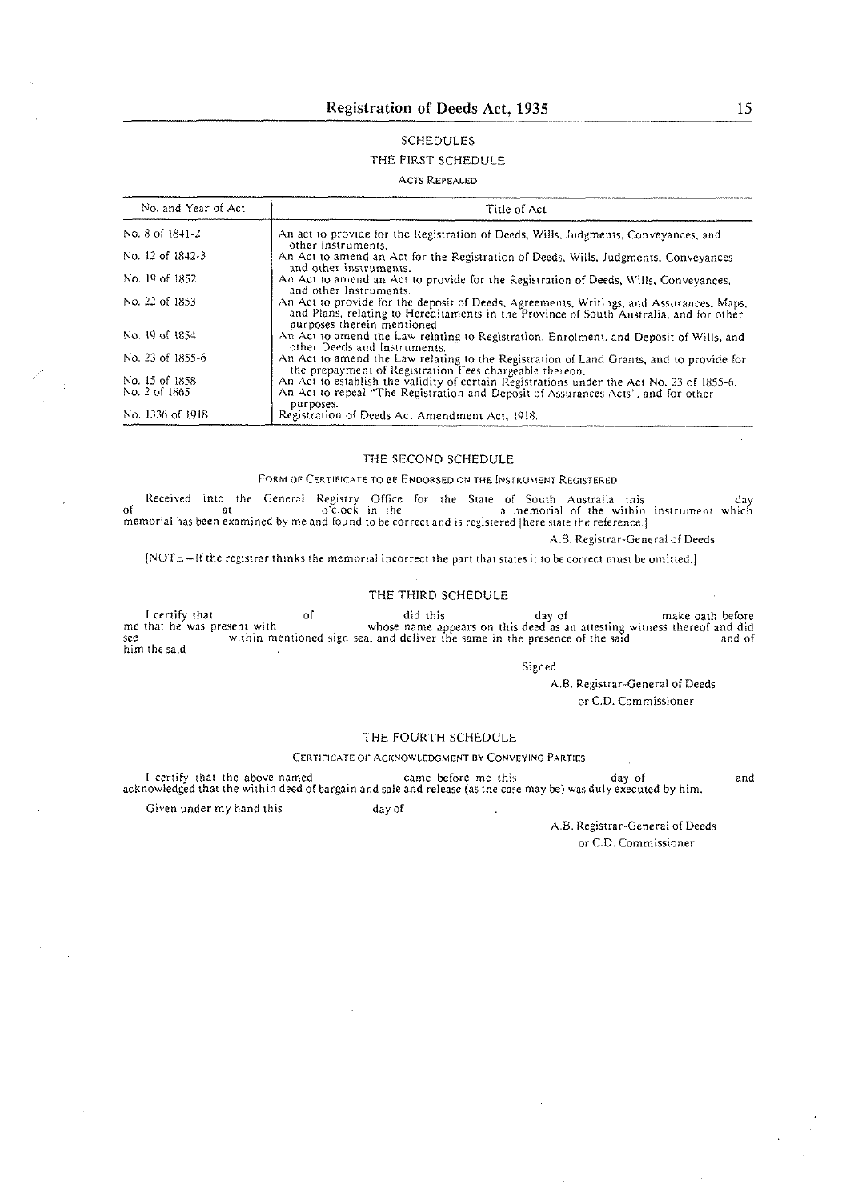## SCHEDULES

### THE FIRST SCHEDULE

ACTS REPEALED

| No. and Year of Act | Title of Act |
|---|---|
| No. 8 of 1841-2 | An act to provide for the Registration of Deeds, Wills, Judgments, Conveyances, and other Instruments. |
| No. 12 of 1842-3 | An Act to amend an Act for the Registration of Deeds, Wills, Judgments, Conveyances and other instruments. |
| No. 19 of 1852 | An Act to amend an Act to provide for the Registration of Deeds, Wills, Conveyances, and other Instruments. |
| No. 22 of 1853 | An Act to provide for the deposit of Deeds, Agreements, Writings, and Assurances, Maps, and Plans, relating to Hereditaments in the Province of South Australia, and for other purposes therein mentioned. |
| No. 19 of 1854 | An Act to amend the Law relating to Registration, Enrolment, and Deposit of Wills, and other Deeds and Instruments. |
| No. 23 of 1855-6 | An Act to amend the Law relating to the Registration of Land Grants, and to provide for the prepayment of Registration Fees chargeable thereon. |
| No. 15 of 1858 | An Act to establish the validity of certain Registrations under the Act No. 23 of 1855-6. |
| No. 2 of 1865 | An Act to repeal "The Registration and Deposit of Assurances Acts", and for other purposes. |
| No. 1336 of 1918 | Registration of Deeds Act Amendment Act, 1918. |

### THE SECOND SCHEDULE

FORM OF CERTIFICATE TO BE ENDORSED ON THE INSTRUMENT REGISTERED

Received into the General Registry Office for the State of South Australia this day of at o'clock in the a memorial of the within instrument which memorial has been examined by me and found to be correct and is registered [here state the reference.]

A.B. Registrar-General of Deeds

[NOTE—If the registrar thinks the memorial incorrect the part that states it to be correct must be omitted.]

### THE THIRD SCHEDULE

I certify that of did this day of make oath before me that he was present with whose name appears on this deed as an attesting witness thereof and did see within mentioned sign seal and deliver the same in the presence of the said and of him the said .

Signed

A.B. Registrar-General of Deeds
or C.D. Commissioner

### THE FOURTH SCHEDULE

CERTIFICATE OF ACKNOWLEDGMENT BY CONVEYING PARTIES

I certify that the above-named came before me this day of and acknowledged that the within deed of bargain and sale and release (as the case may be) was duly executed by him.

Given under my hand this day of .

A.B. Registrar-General of Deeds
or C.D. Commissioner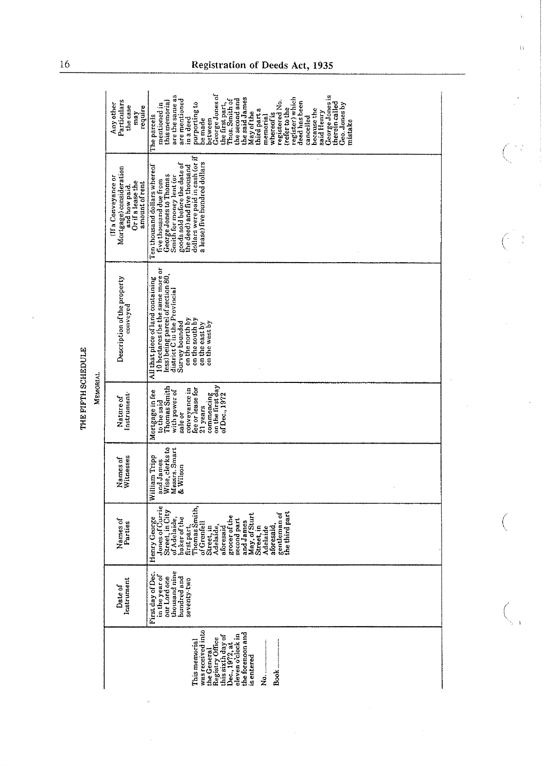## THE FIFTH SCHEDULE

MEMORIAL

| | Date of Instrument | Names of Parties | Names of Witnesses | Nature of Instrument | Description of the property conveyed | (If a Conveyance or Mortgage) consideration and how paid. Or if a lease the amount of rent | Any other Particulars the case may require |
|---|---|---|---|---|---|---|---|
| This memorial was received into the General Registry Office this sixth day of Dec., 1972, at eleven o'clock in the forenoon and is entered No. ............... Book ............... | First day of Dec. in the year of our Lord one thousand nine hundred and seventy-two | Henry George Jones of Currie Street, in City of Adelaide, baker of the first part, Thomas Smith, of Grenfell Street, in Adelaide, aforesaid, grocer of the second part and James May, of Sturt Street, in Adelaide aforesaid, gentleman of the third part | William Tripp and James Wise, clerks to Messrs. Smart & Wilson | Mortgage in fee to the said Thomas Smith with power of sale or conveyance in fee or lease for 21 years commencing on the first day of Dec., 1972 | All that piece of land containing 10 hectares (be the same more or less) being parcel of section 80, district C in the Provincial Survey bounded on the north by on the south by on the east by on the west by | Ten thousand dollars whereof five thousand due from George Jones to Thomas Smith for money lent (or goods sold before the date of the deed) and five thousand dollars were paid in cash (or if a lease) five hundred dollars | The parcels mentioned in this memorial are the same as are mentioned in a deed purporting to be made between George Jones of the first part, Thos. Smith of the second and the said James May of the third part a memorial whereof is registered No. (refer to the register) which deed has been cancelled because the said Henry George Jones is therein called Geo. Jones by mistake |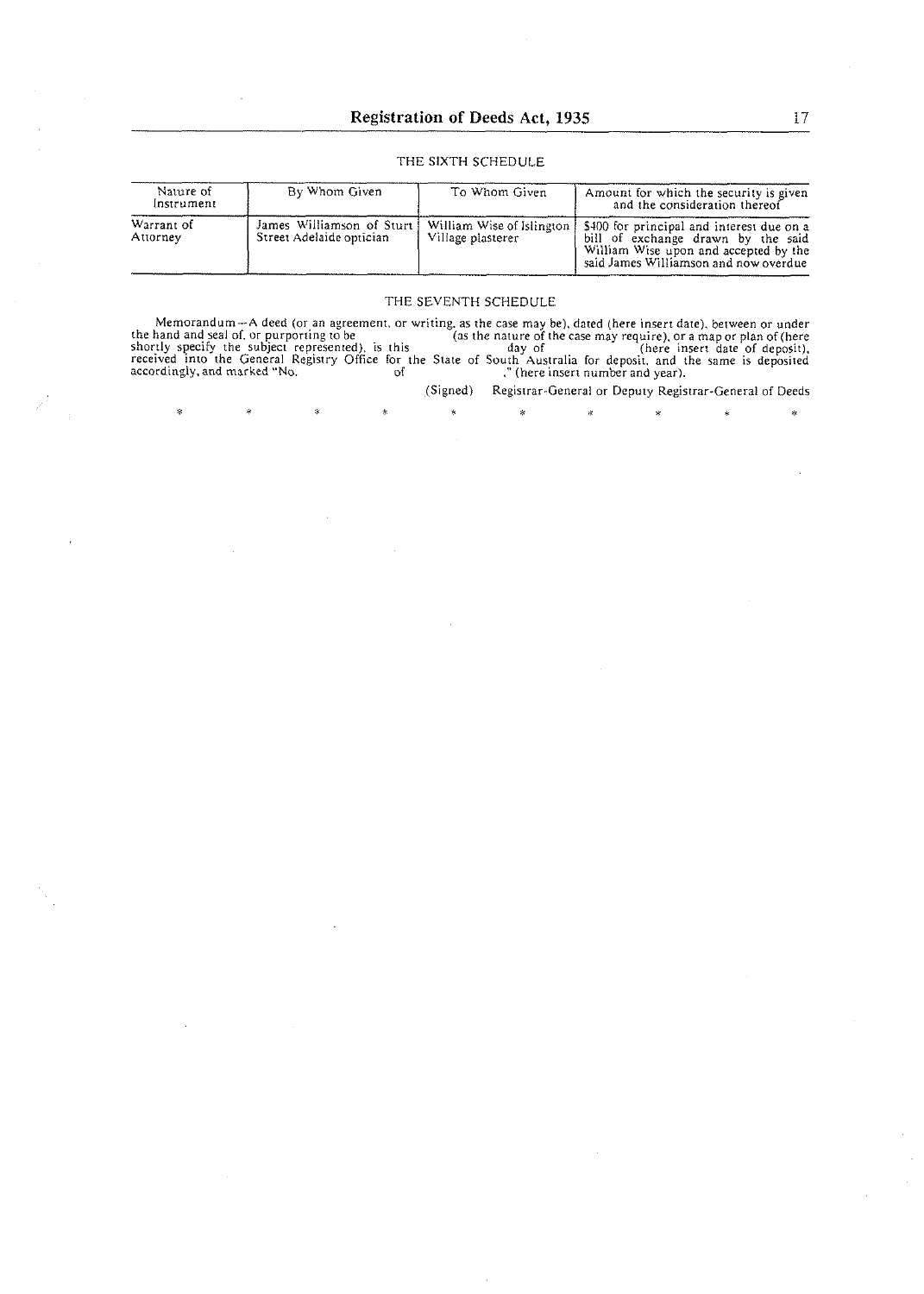### THE SIXTH SCHEDULE

| Nature of Instrument | By Whom Given | To Whom Given | Amount for which the security is given and the consideration thereof |
|---|---|---|---|
| Warrant of Attorney | James Williamson of Sturt Street Adelaide optician | William Wise of Islington Village plasterer | $400 for principal and interest due on a bill of exchange drawn by the said William Wise upon and accepted by the said James Williamson and now overdue |

### THE SEVENTH SCHEDULE

Memorandum—A deed (or an agreement, or writing, as the case may be), dated (here insert date), between or under the hand and seal of, or purporting to be (as the nature of the case may require), or a map or plan of (here shortly specify the subject represented), is this day of (here insert date of deposit), received into the General Registry Office for the State of South Australia for deposit, and the same is deposited accordingly, and marked "No. of ." (here insert number and year).

(Signed) Registrar-General or Deputy Registrar-General of Deeds

\* \* \* \* \* \* \* \* \* \*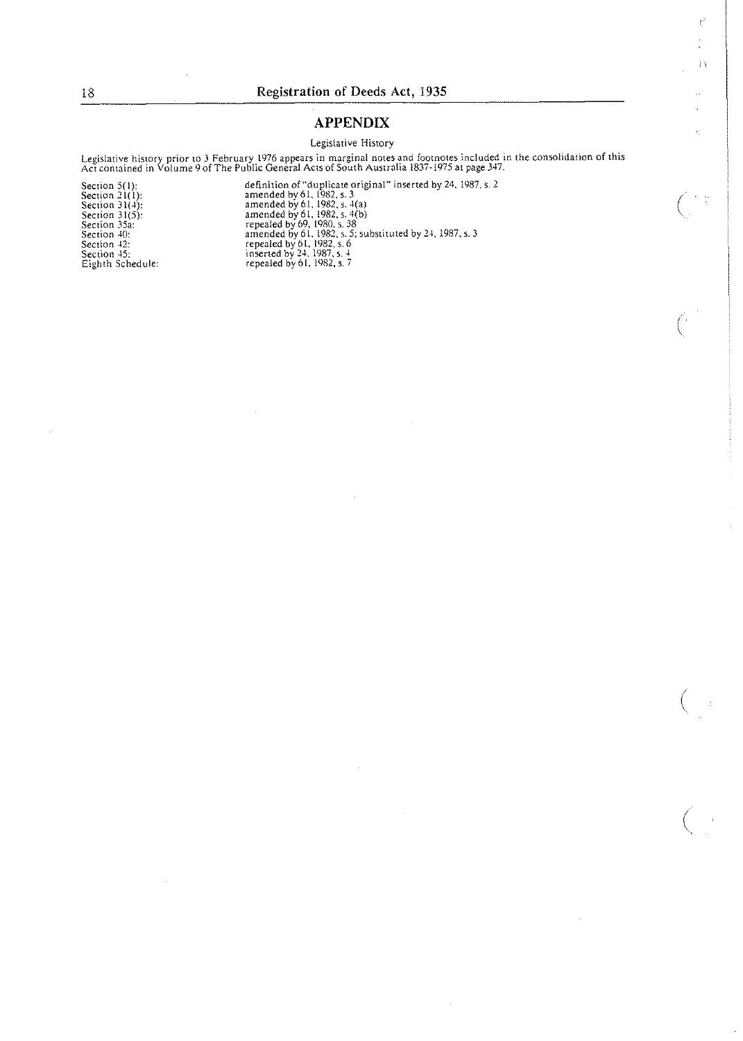## APPENDIX

Legislative History

Legislative history prior to 3 February 1976 appears in marginal notes and footnotes included in the consolidation of this Act contained in Volume 9 of The Public General Acts of South Australia 1837-1975 at page 347.

| | |
|---|---|
| Section 5(1): | definition of "duplicate original" inserted by 24, 1987, s. 2 |
| Section 21(1): | amended by 61, 1982, s. 3 |
| Section 31(4): | amended by 61, 1982, s. 4(a) |
| Section 31(5): | amended by 61, 1982, s. 4(b) |
| Section 35a: | repealed by 69, 1980, s. 38 |
| Section 40: | amended by 61, 1982, s. 5; substituted by 24, 1987, s. 3 |
| Section 42: | repealed by 61, 1982, s. 6 |
| Section 45: | inserted by 24, 1987, s. 4 |
| Eighth Schedule: | repealed by 61, 1982, s. 7 |